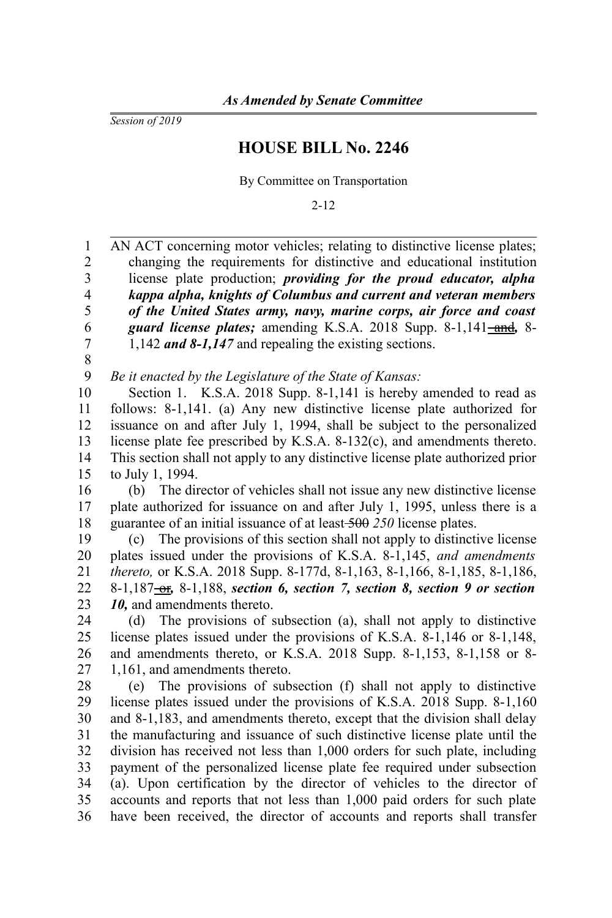*As Amended by Senate Committee*

*Session of 2019*

# HOUSE BILL No. 2246

By Committee on Transportation

2-12

AN ACT concerning motor vehicles; relating to distinctive license plates; changing the requirements for distinctive and educational institution license plate production; ***providing for the proud educator, alpha kappa alpha, knights of Columbus and current and veteran members of the United States army, navy, marine corps, air force and coast guard license plates;*** amending K.S.A. 2018 Supp. 8-1,141 ~~and~~***,*** 8-1,142 ***and 8-1,147*** and repealing the existing sections.

*Be it enacted by the Legislature of the State of Kansas:*

Section 1. K.S.A. 2018 Supp. 8-1,141 is hereby amended to read as follows: 8-1,141. (a) Any new distinctive license plate authorized for issuance on and after July 1, 1994, shall be subject to the personalized license plate fee prescribed by K.S.A. 8-132(c), and amendments thereto. This section shall not apply to any distinctive license plate authorized prior to July 1, 1994.

(b) The director of vehicles shall not issue any new distinctive license plate authorized for issuance on and after July 1, 1995, unless there is a guarantee of an initial issuance of at least ~~500~~ *250* license plates.

(c) The provisions of this section shall not apply to distinctive license plates issued under the provisions of K.S.A. 8-1,145, *and amendments thereto,* or K.S.A. 2018 Supp. 8-177d, 8-1,163, 8-1,166, 8-1,185, 8-1,186, 8-1,187 ~~or~~***,*** 8-1,188, ***section 6, section 7, section 8, section 9 or section 10,*** and amendments thereto.

(d) The provisions of subsection (a), shall not apply to distinctive license plates issued under the provisions of K.S.A. 8-1,146 or 8-1,148, and amendments thereto, or K.S.A. 2018 Supp. 8-1,153, 8-1,158 or 8-1,161, and amendments thereto.

(e) The provisions of subsection (f) shall not apply to distinctive license plates issued under the provisions of K.S.A. 2018 Supp. 8-1,160 and 8-1,183, and amendments thereto, except that the division shall delay the manufacturing and issuance of such distinctive license plate until the division has received not less than 1,000 orders for such plate, including payment of the personalized license plate fee required under subsection (a). Upon certification by the director of vehicles to the director of accounts and reports that not less than 1,000 paid orders for such plate have been received, the director of accounts and reports shall transfer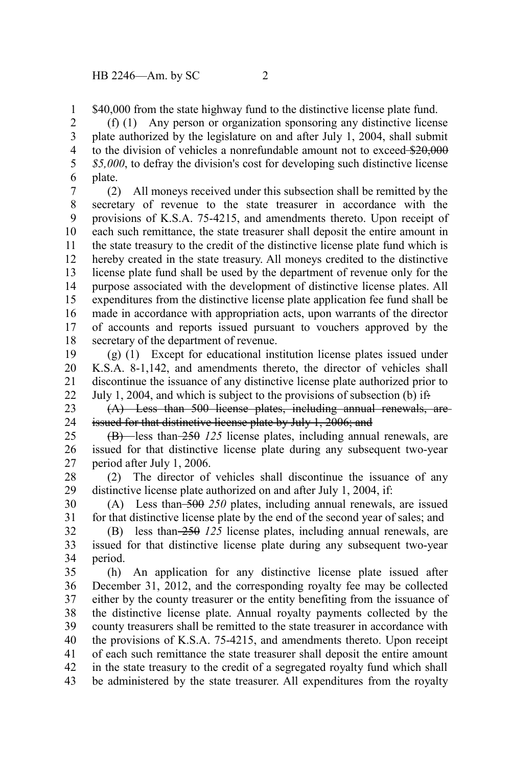$40,000 from the state highway fund to the distinctive license plate fund.

(f) (1) Any person or organization sponsoring any distinctive license plate authorized by the legislature on and after July 1, 2004, shall submit to the division of vehicles a nonrefundable amount not to exceed ~~$20,000~~ *$5,000*, to defray the division's cost for developing such distinctive license plate.

(2) All moneys received under this subsection shall be remitted by the secretary of revenue to the state treasurer in accordance with the provisions of K.S.A. 75-4215, and amendments thereto. Upon receipt of each such remittance, the state treasurer shall deposit the entire amount in the state treasury to the credit of the distinctive license plate fund which is hereby created in the state treasury. All moneys credited to the distinctive license plate fund shall be used by the department of revenue only for the purpose associated with the development of distinctive license plates. All expenditures from the distinctive license plate application fee fund shall be made in accordance with appropriation acts, upon warrants of the director of accounts and reports issued pursuant to vouchers approved by the secretary of the department of revenue.

(g) (1) Except for educational institution license plates issued under K.S.A. 8-1,142, and amendments thereto, the director of vehicles shall discontinue the issuance of any distinctive license plate authorized prior to July 1, 2004, and which is subject to the provisions of subsection (b) if~~:~~

~~(A) Less than 500 license plates, including annual renewals, are issued for that distinctive license plate by July 1, 2006; and~~

~~(B)~~ less than ~~250~~ *125* license plates, including annual renewals, are issued for that distinctive license plate during any subsequent two-year period after July 1, 2006.

(2) The director of vehicles shall discontinue the issuance of any distinctive license plate authorized on and after July 1, 2004, if:

(A) Less than ~~500~~ *250* plates, including annual renewals, are issued for that distinctive license plate by the end of the second year of sales; and

(B) less than ~~250~~ *125* license plates, including annual renewals, are issued for that distinctive license plate during any subsequent two-year period.

(h) An application for any distinctive license plate issued after December 31, 2012, and the corresponding royalty fee may be collected either by the county treasurer or the entity benefiting from the issuance of the distinctive license plate. Annual royalty payments collected by the county treasurers shall be remitted to the state treasurer in accordance with the provisions of K.S.A. 75-4215, and amendments thereto. Upon receipt of each such remittance the state treasurer shall deposit the entire amount in the state treasury to the credit of a segregated royalty fund which shall be administered by the state treasurer. All expenditures from the royalty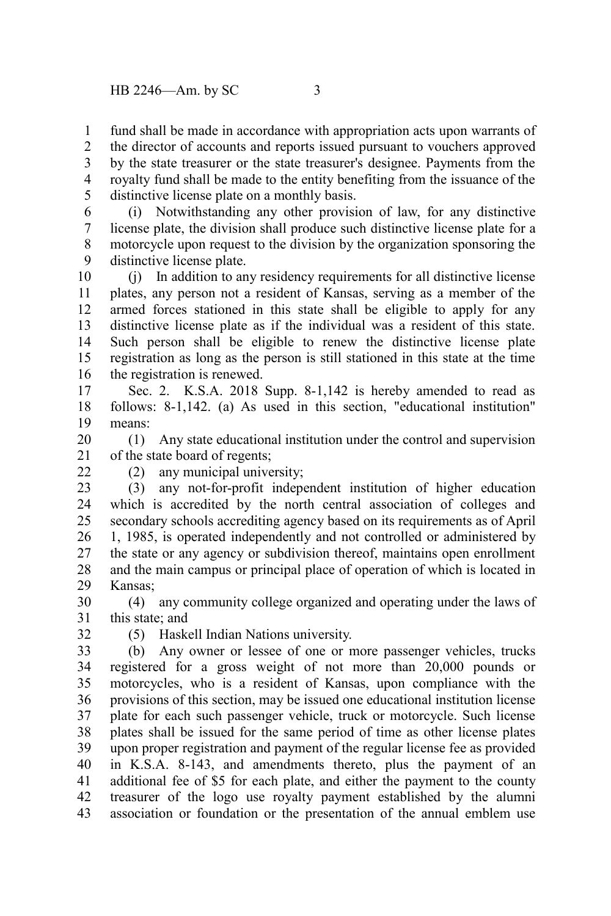fund shall be made in accordance with appropriation acts upon warrants of the director of accounts and reports issued pursuant to vouchers approved by the state treasurer or the state treasurer's designee. Payments from the royalty fund shall be made to the entity benefiting from the issuance of the distinctive license plate on a monthly basis.

(i) Notwithstanding any other provision of law, for any distinctive license plate, the division shall produce such distinctive license plate for a motorcycle upon request to the division by the organization sponsoring the distinctive license plate.

(j) In addition to any residency requirements for all distinctive license plates, any person not a resident of Kansas, serving as a member of the armed forces stationed in this state shall be eligible to apply for any distinctive license plate as if the individual was a resident of this state. Such person shall be eligible to renew the distinctive license plate registration as long as the person is still stationed in this state at the time the registration is renewed.

Sec. 2. K.S.A. 2018 Supp. 8-1,142 is hereby amended to read as follows: 8-1,142. (a) As used in this section, "educational institution" means:

(1) Any state educational institution under the control and supervision of the state board of regents;

(2) any municipal university;

(3) any not-for-profit independent institution of higher education which is accredited by the north central association of colleges and secondary schools accrediting agency based on its requirements as of April 1, 1985, is operated independently and not controlled or administered by the state or any agency or subdivision thereof, maintains open enrollment and the main campus or principal place of operation of which is located in Kansas;

(4) any community college organized and operating under the laws of this state; and

(5) Haskell Indian Nations university.

(b) Any owner or lessee of one or more passenger vehicles, trucks registered for a gross weight of not more than 20,000 pounds or motorcycles, who is a resident of Kansas, upon compliance with the provisions of this section, may be issued one educational institution license plate for each such passenger vehicle, truck or motorcycle. Such license plates shall be issued for the same period of time as other license plates upon proper registration and payment of the regular license fee as provided in K.S.A. 8-143, and amendments thereto, plus the payment of an additional fee of $5 for each plate, and either the payment to the county treasurer of the logo use royalty payment established by the alumni association or foundation or the presentation of the annual emblem use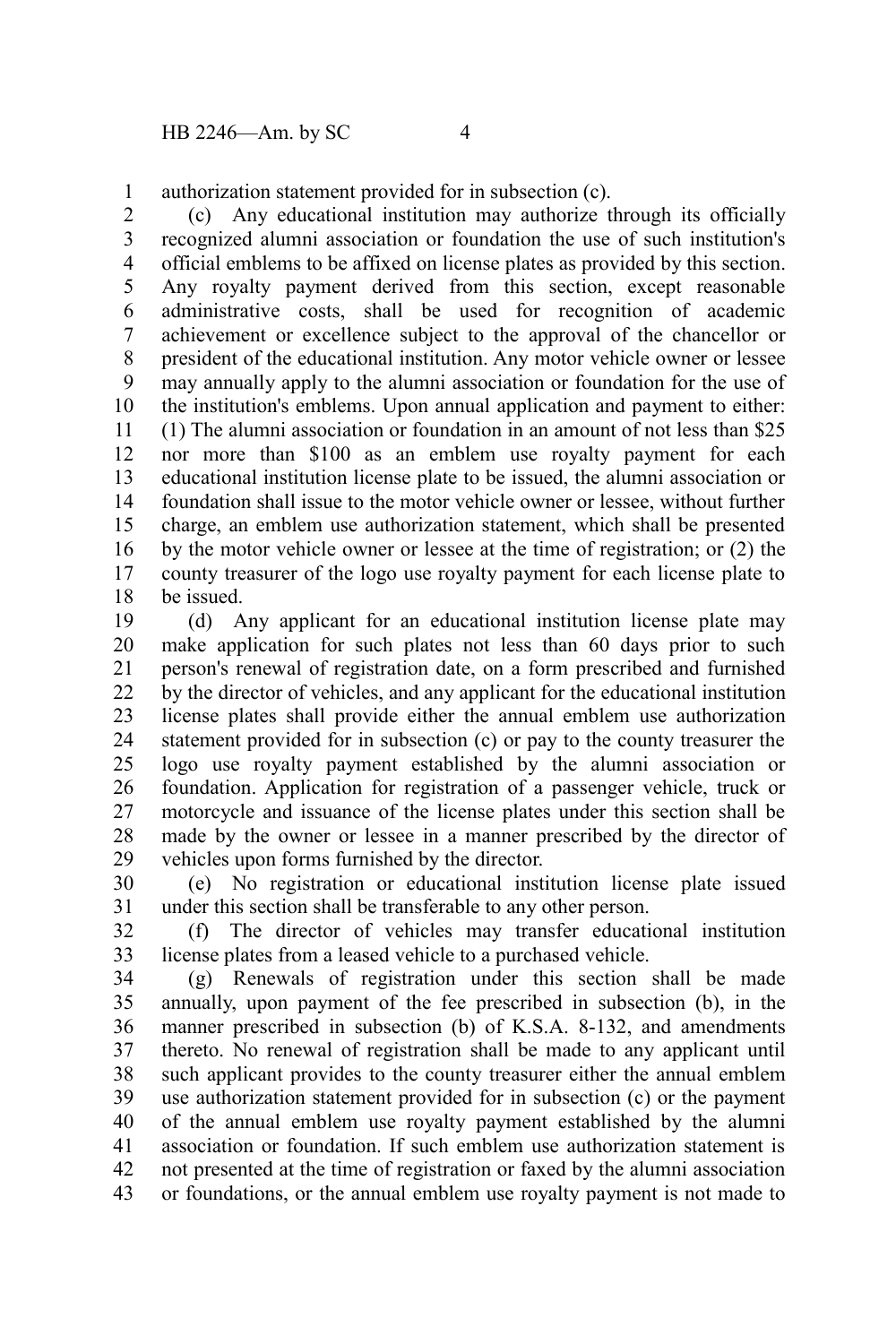authorization statement provided for in subsection (c).

(c) Any educational institution may authorize through its officially recognized alumni association or foundation the use of such institution's official emblems to be affixed on license plates as provided by this section. Any royalty payment derived from this section, except reasonable administrative costs, shall be used for recognition of academic achievement or excellence subject to the approval of the chancellor or president of the educational institution. Any motor vehicle owner or lessee may annually apply to the alumni association or foundation for the use of the institution's emblems. Upon annual application and payment to either: (1) The alumni association or foundation in an amount of not less than $25 nor more than $100 as an emblem use royalty payment for each educational institution license plate to be issued, the alumni association or foundation shall issue to the motor vehicle owner or lessee, without further charge, an emblem use authorization statement, which shall be presented by the motor vehicle owner or lessee at the time of registration; or (2) the county treasurer of the logo use royalty payment for each license plate to be issued.

(d) Any applicant for an educational institution license plate may make application for such plates not less than 60 days prior to such person's renewal of registration date, on a form prescribed and furnished by the director of vehicles, and any applicant for the educational institution license plates shall provide either the annual emblem use authorization statement provided for in subsection (c) or pay to the county treasurer the logo use royalty payment established by the alumni association or foundation. Application for registration of a passenger vehicle, truck or motorcycle and issuance of the license plates under this section shall be made by the owner or lessee in a manner prescribed by the director of vehicles upon forms furnished by the director.

(e) No registration or educational institution license plate issued under this section shall be transferable to any other person.

(f) The director of vehicles may transfer educational institution license plates from a leased vehicle to a purchased vehicle.

(g) Renewals of registration under this section shall be made annually, upon payment of the fee prescribed in subsection (b), in the manner prescribed in subsection (b) of K.S.A. 8-132, and amendments thereto. No renewal of registration shall be made to any applicant until such applicant provides to the county treasurer either the annual emblem use authorization statement provided for in subsection (c) or the payment of the annual emblem use royalty payment established by the alumni association or foundation. If such emblem use authorization statement is not presented at the time of registration or faxed by the alumni association or foundations, or the annual emblem use royalty payment is not made to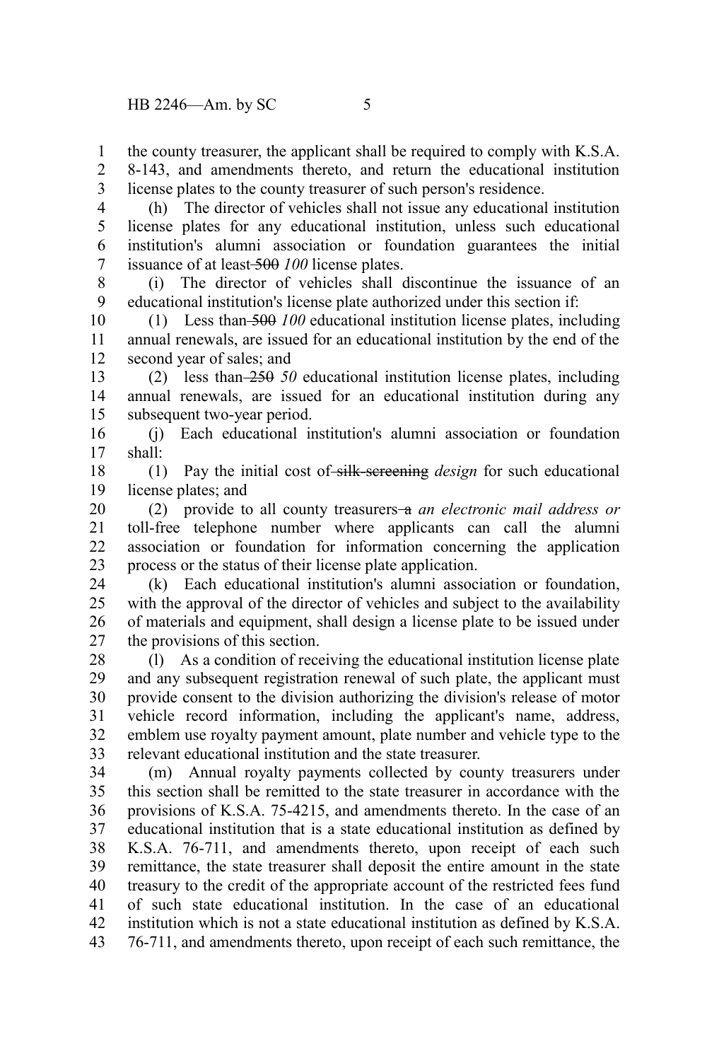the county treasurer, the applicant shall be required to comply with K.S.A. 8-143, and amendments thereto, and return the educational institution license plates to the county treasurer of such person's residence.

(h) The director of vehicles shall not issue any educational institution license plates for any educational institution, unless such educational institution's alumni association or foundation guarantees the initial issuance of at least ~~500~~ *100* license plates.

(i) The director of vehicles shall discontinue the issuance of an educational institution's license plate authorized under this section if:

(1) Less than ~~500~~ *100* educational institution license plates, including annual renewals, are issued for an educational institution by the end of the second year of sales; and

(2) less than ~~250~~ *50* educational institution license plates, including annual renewals, are issued for an educational institution during any subsequent two-year period.

(j) Each educational institution's alumni association or foundation shall:

(1) Pay the initial cost of ~~silk-screening~~ *design* for such educational license plates; and

(2) provide to all county treasurers ~~a~~ *an electronic mail address or* toll-free telephone number where applicants can call the alumni association or foundation for information concerning the application process or the status of their license plate application.

(k) Each educational institution's alumni association or foundation, with the approval of the director of vehicles and subject to the availability of materials and equipment, shall design a license plate to be issued under the provisions of this section.

(l) As a condition of receiving the educational institution license plate and any subsequent registration renewal of such plate, the applicant must provide consent to the division authorizing the division's release of motor vehicle record information, including the applicant's name, address, emblem use royalty payment amount, plate number and vehicle type to the relevant educational institution and the state treasurer.

(m) Annual royalty payments collected by county treasurers under this section shall be remitted to the state treasurer in accordance with the provisions of K.S.A. 75-4215, and amendments thereto. In the case of an educational institution that is a state educational institution as defined by K.S.A. 76-711, and amendments thereto, upon receipt of each such remittance, the state treasurer shall deposit the entire amount in the state treasury to the credit of the appropriate account of the restricted fees fund of such state educational institution. In the case of an educational institution which is not a state educational institution as defined by K.S.A. 76-711, and amendments thereto, upon receipt of each such remittance, the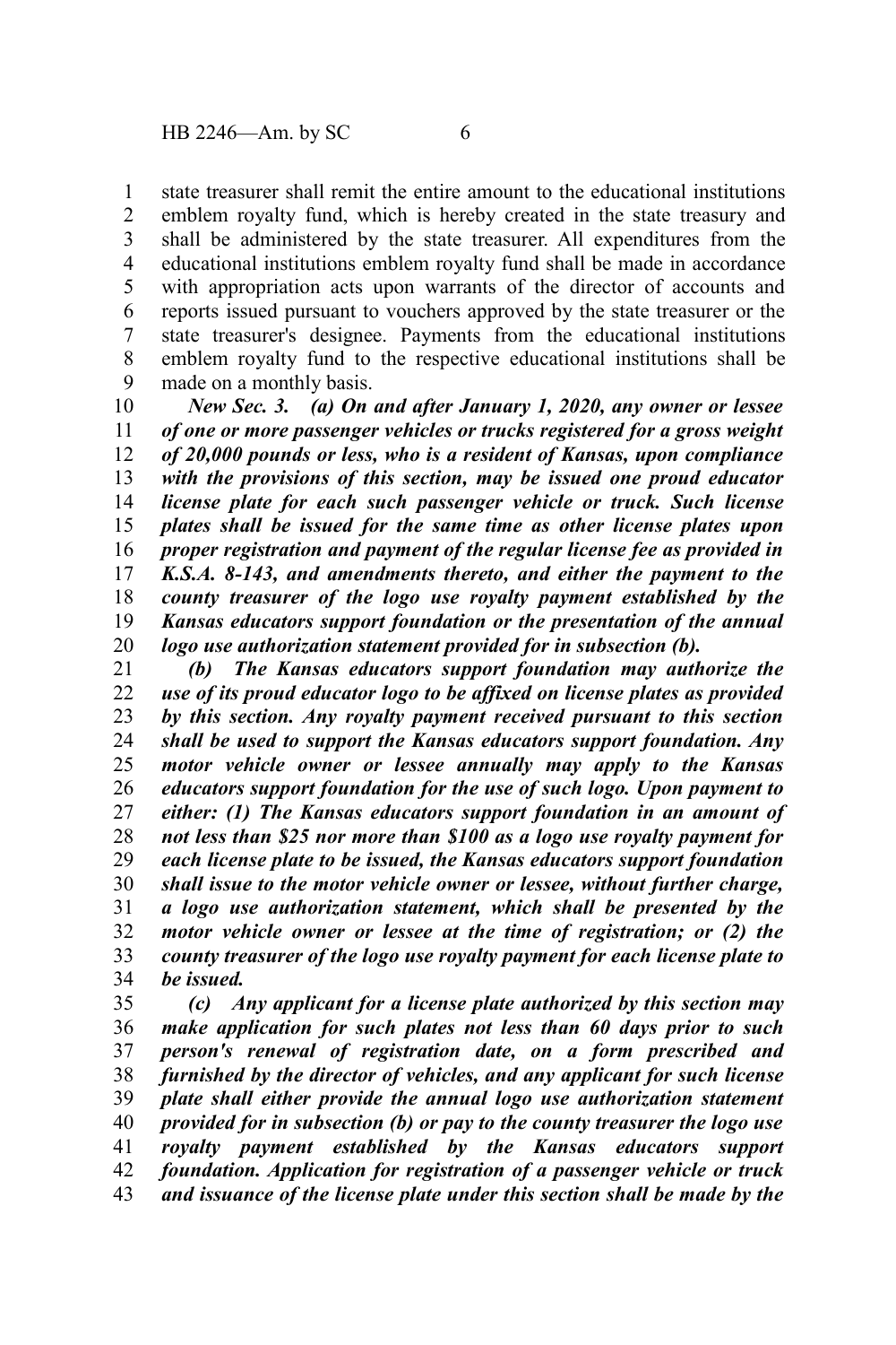state treasurer shall remit the entire amount to the educational institutions emblem royalty fund, which is hereby created in the state treasury and shall be administered by the state treasurer. All expenditures from the educational institutions emblem royalty fund shall be made in accordance with appropriation acts upon warrants of the director of accounts and reports issued pursuant to vouchers approved by the state treasurer or the state treasurer's designee. Payments from the educational institutions emblem royalty fund to the respective educational institutions shall be made on a monthly basis.

***New Sec. 3. (a) On and after January 1, 2020, any owner or lessee of one or more passenger vehicles or trucks registered for a gross weight of 20,000 pounds or less, who is a resident of Kansas, upon compliance with the provisions of this section, may be issued one proud educator license plate for each such passenger vehicle or truck. Such license plates shall be issued for the same time as other license plates upon proper registration and payment of the regular license fee as provided in K.S.A. 8-143, and amendments thereto, and either the payment to the county treasurer of the logo use royalty payment established by the Kansas educators support foundation or the presentation of the annual logo use authorization statement provided for in subsection (b).***

***(b) The Kansas educators support foundation may authorize the use of its proud educator logo to be affixed on license plates as provided by this section. Any royalty payment received pursuant to this section shall be used to support the Kansas educators support foundation. Any motor vehicle owner or lessee annually may apply to the Kansas educators support foundation for the use of such logo. Upon payment to either: (1) The Kansas educators support foundation in an amount of not less than $25 nor more than $100 as a logo use royalty payment for each license plate to be issued, the Kansas educators support foundation shall issue to the motor vehicle owner or lessee, without further charge, a logo use authorization statement, which shall be presented by the motor vehicle owner or lessee at the time of registration; or (2) the county treasurer of the logo use royalty payment for each license plate to be issued.***

***(c) Any applicant for a license plate authorized by this section may make application for such plates not less than 60 days prior to such person's renewal of registration date, on a form prescribed and furnished by the director of vehicles, and any applicant for such license plate shall either provide the annual logo use authorization statement provided for in subsection (b) or pay to the county treasurer the logo use royalty payment established by the Kansas educators support foundation. Application for registration of a passenger vehicle or truck and issuance of the license plate under this section shall be made by the***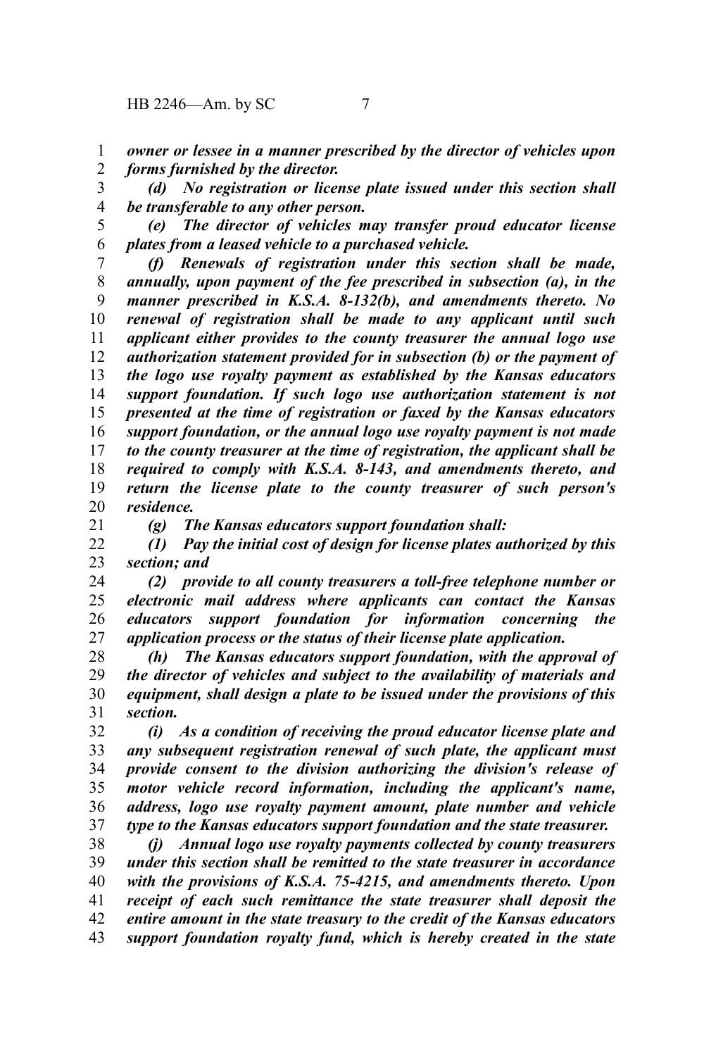*owner or lessee in a manner prescribed by the director of vehicles upon forms furnished by the director.*

*(d) No registration or license plate issued under this section shall be transferable to any other person.*

*(e) The director of vehicles may transfer proud educator license plates from a leased vehicle to a purchased vehicle.*

*(f) Renewals of registration under this section shall be made, annually, upon payment of the fee prescribed in subsection (a), in the manner prescribed in K.S.A. 8-132(b), and amendments thereto. No renewal of registration shall be made to any applicant until such applicant either provides to the county treasurer the annual logo use authorization statement provided for in subsection (b) or the payment of the logo use royalty payment as established by the Kansas educators support foundation. If such logo use authorization statement is not presented at the time of registration or faxed by the Kansas educators support foundation, or the annual logo use royalty payment is not made to the county treasurer at the time of registration, the applicant shall be required to comply with K.S.A. 8-143, and amendments thereto, and return the license plate to the county treasurer of such person's residence.*

*(g) The Kansas educators support foundation shall:*

*(1) Pay the initial cost of design for license plates authorized by this section; and*

*(2) provide to all county treasurers a toll-free telephone number or electronic mail address where applicants can contact the Kansas educators support foundation for information concerning the application process or the status of their license plate application.*

*(h) The Kansas educators support foundation, with the approval of the director of vehicles and subject to the availability of materials and equipment, shall design a plate to be issued under the provisions of this section.*

*(i) As a condition of receiving the proud educator license plate and any subsequent registration renewal of such plate, the applicant must provide consent to the division authorizing the division's release of motor vehicle record information, including the applicant's name, address, logo use royalty payment amount, plate number and vehicle type to the Kansas educators support foundation and the state treasurer.*

*(j) Annual logo use royalty payments collected by county treasurers under this section shall be remitted to the state treasurer in accordance with the provisions of K.S.A. 75-4215, and amendments thereto. Upon receipt of each such remittance the state treasurer shall deposit the entire amount in the state treasury to the credit of the Kansas educators support foundation royalty fund, which is hereby created in the state*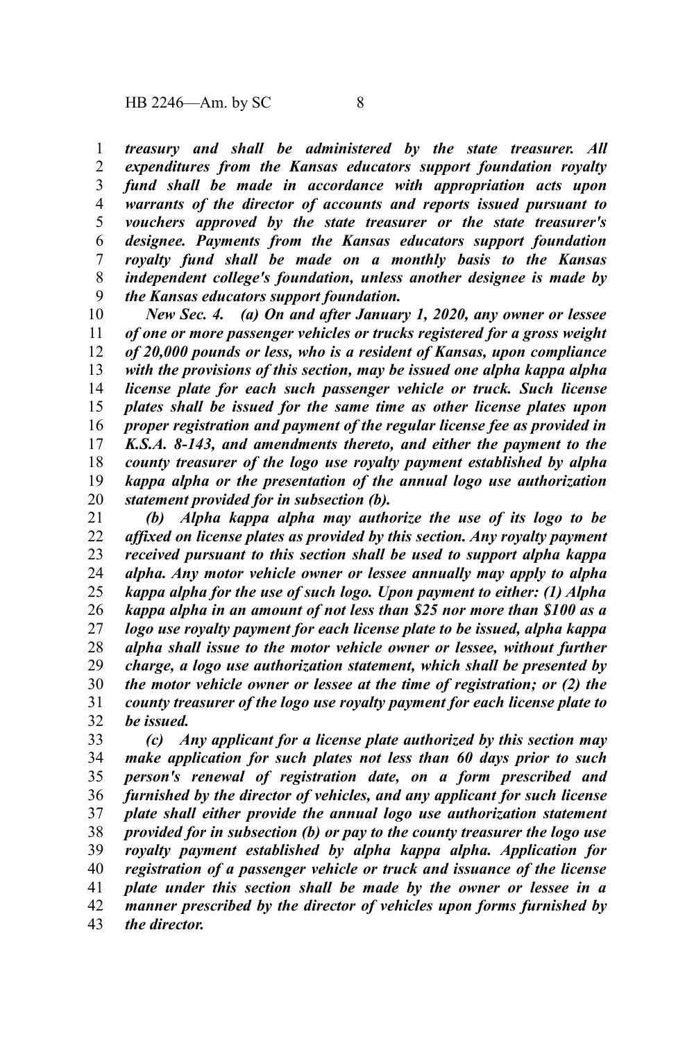*treasury and shall be administered by the state treasurer. All expenditures from the Kansas educators support foundation royalty fund shall be made in accordance with appropriation acts upon warrants of the director of accounts and reports issued pursuant to vouchers approved by the state treasurer or the state treasurer's designee. Payments from the Kansas educators support foundation royalty fund shall be made on a monthly basis to the Kansas independent college's foundation, unless another designee is made by the Kansas educators support foundation.*

*New Sec. 4. (a) On and after January 1, 2020, any owner or lessee of one or more passenger vehicles or trucks registered for a gross weight of 20,000 pounds or less, who is a resident of Kansas, upon compliance with the provisions of this section, may be issued one alpha kappa alpha license plate for each such passenger vehicle or truck. Such license plates shall be issued for the same time as other license plates upon proper registration and payment of the regular license fee as provided in K.S.A. 8-143, and amendments thereto, and either the payment to the county treasurer of the logo use royalty payment established by alpha kappa alpha or the presentation of the annual logo use authorization statement provided for in subsection (b).*

*(b) Alpha kappa alpha may authorize the use of its logo to be affixed on license plates as provided by this section. Any royalty payment received pursuant to this section shall be used to support alpha kappa alpha. Any motor vehicle owner or lessee annually may apply to alpha kappa alpha for the use of such logo. Upon payment to either: (1) Alpha kappa alpha in an amount of not less than $25 nor more than $100 as a logo use royalty payment for each license plate to be issued, alpha kappa alpha shall issue to the motor vehicle owner or lessee, without further charge, a logo use authorization statement, which shall be presented by the motor vehicle owner or lessee at the time of registration; or (2) the county treasurer of the logo use royalty payment for each license plate to be issued.*

*(c) Any applicant for a license plate authorized by this section may make application for such plates not less than 60 days prior to such person's renewal of registration date, on a form prescribed and furnished by the director of vehicles, and any applicant for such license plate shall either provide the annual logo use authorization statement provided for in subsection (b) or pay to the county treasurer the logo use royalty payment established by alpha kappa alpha. Application for registration of a passenger vehicle or truck and issuance of the license plate under this section shall be made by the owner or lessee in a manner prescribed by the director of vehicles upon forms furnished by the director.*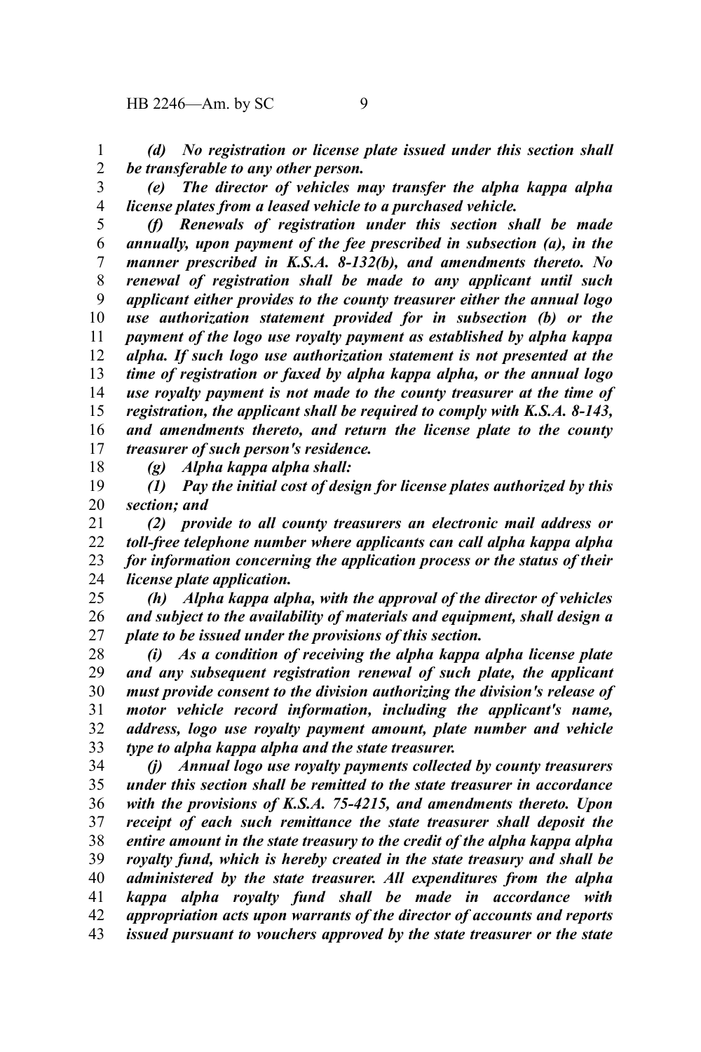*(d) No registration or license plate issued under this section shall be transferable to any other person.*

*(e) The director of vehicles may transfer the alpha kappa alpha license plates from a leased vehicle to a purchased vehicle.*

*(f) Renewals of registration under this section shall be made annually, upon payment of the fee prescribed in subsection (a), in the manner prescribed in K.S.A. 8-132(b), and amendments thereto. No renewal of registration shall be made to any applicant until such applicant either provides to the county treasurer either the annual logo use authorization statement provided for in subsection (b) or the payment of the logo use royalty payment as established by alpha kappa alpha. If such logo use authorization statement is not presented at the time of registration or faxed by alpha kappa alpha, or the annual logo use royalty payment is not made to the county treasurer at the time of registration, the applicant shall be required to comply with K.S.A. 8-143, and amendments thereto, and return the license plate to the county treasurer of such person's residence.*

*(g) Alpha kappa alpha shall:*

*(1) Pay the initial cost of design for license plates authorized by this section; and*

*(2) provide to all county treasurers an electronic mail address or toll-free telephone number where applicants can call alpha kappa alpha for information concerning the application process or the status of their license plate application.*

*(h) Alpha kappa alpha, with the approval of the director of vehicles and subject to the availability of materials and equipment, shall design a plate to be issued under the provisions of this section.*

*(i) As a condition of receiving the alpha kappa alpha license plate and any subsequent registration renewal of such plate, the applicant must provide consent to the division authorizing the division's release of motor vehicle record information, including the applicant's name, address, logo use royalty payment amount, plate number and vehicle type to alpha kappa alpha and the state treasurer.*

*(j) Annual logo use royalty payments collected by county treasurers under this section shall be remitted to the state treasurer in accordance with the provisions of K.S.A. 75-4215, and amendments thereto. Upon receipt of each such remittance the state treasurer shall deposit the entire amount in the state treasury to the credit of the alpha kappa alpha royalty fund, which is hereby created in the state treasury and shall be administered by the state treasurer. All expenditures from the alpha kappa alpha royalty fund shall be made in accordance with appropriation acts upon warrants of the director of accounts and reports issued pursuant to vouchers approved by the state treasurer or the state*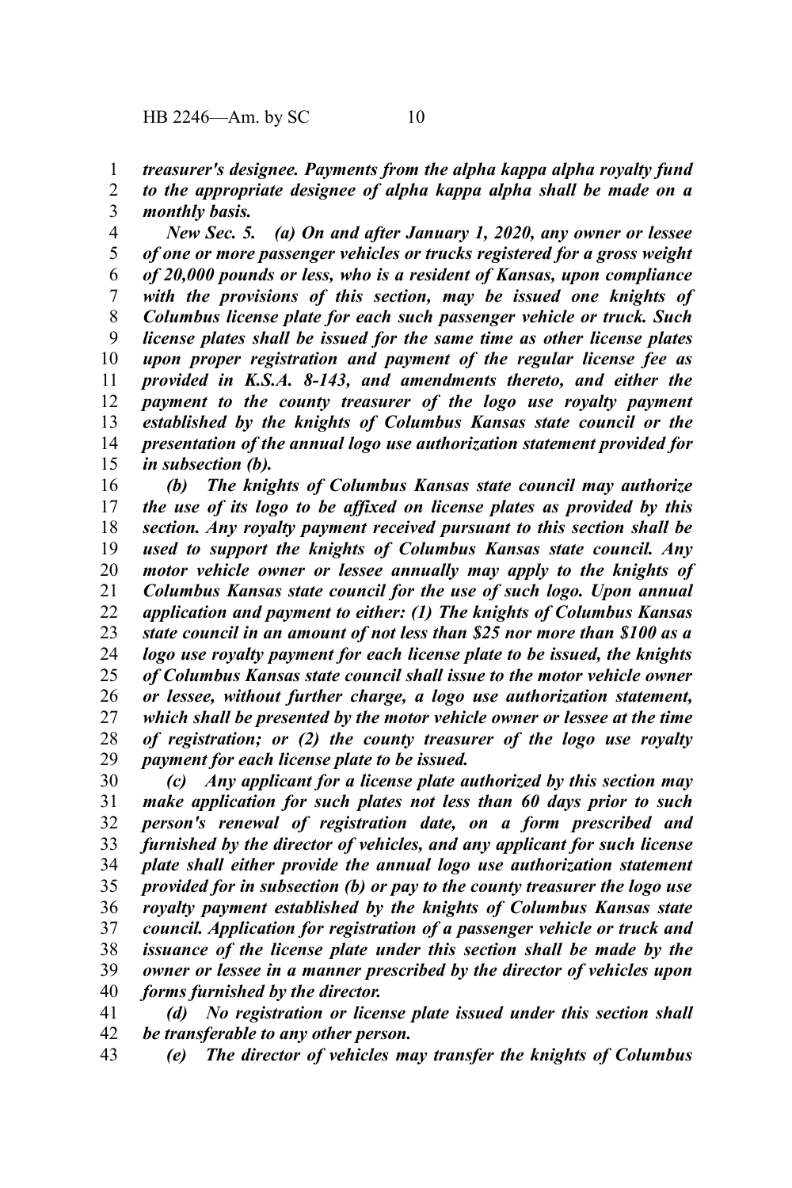*treasurer's designee. Payments from the alpha kappa alpha royalty fund to the appropriate designee of alpha kappa alpha shall be made on a monthly basis.*

*New Sec. 5. (a) On and after January 1, 2020, any owner or lessee of one or more passenger vehicles or trucks registered for a gross weight of 20,000 pounds or less, who is a resident of Kansas, upon compliance with the provisions of this section, may be issued one knights of Columbus license plate for each such passenger vehicle or truck. Such license plates shall be issued for the same time as other license plates upon proper registration and payment of the regular license fee as provided in K.S.A. 8-143, and amendments thereto, and either the payment to the county treasurer of the logo use royalty payment established by the knights of Columbus Kansas state council or the presentation of the annual logo use authorization statement provided for in subsection (b).*

*(b) The knights of Columbus Kansas state council may authorize the use of its logo to be affixed on license plates as provided by this section. Any royalty payment received pursuant to this section shall be used to support the knights of Columbus Kansas state council. Any motor vehicle owner or lessee annually may apply to the knights of Columbus Kansas state council for the use of such logo. Upon annual application and payment to either: (1) The knights of Columbus Kansas state council in an amount of not less than $25 nor more than $100 as a logo use royalty payment for each license plate to be issued, the knights of Columbus Kansas state council shall issue to the motor vehicle owner or lessee, without further charge, a logo use authorization statement, which shall be presented by the motor vehicle owner or lessee at the time of registration; or (2) the county treasurer of the logo use royalty payment for each license plate to be issued.*

*(c) Any applicant for a license plate authorized by this section may make application for such plates not less than 60 days prior to such person's renewal of registration date, on a form prescribed and furnished by the director of vehicles, and any applicant for such license plate shall either provide the annual logo use authorization statement provided for in subsection (b) or pay to the county treasurer the logo use royalty payment established by the knights of Columbus Kansas state council. Application for registration of a passenger vehicle or truck and issuance of the license plate under this section shall be made by the owner or lessee in a manner prescribed by the director of vehicles upon forms furnished by the director.*

*(d) No registration or license plate issued under this section shall be transferable to any other person.*

*(e) The director of vehicles may transfer the knights of Columbus*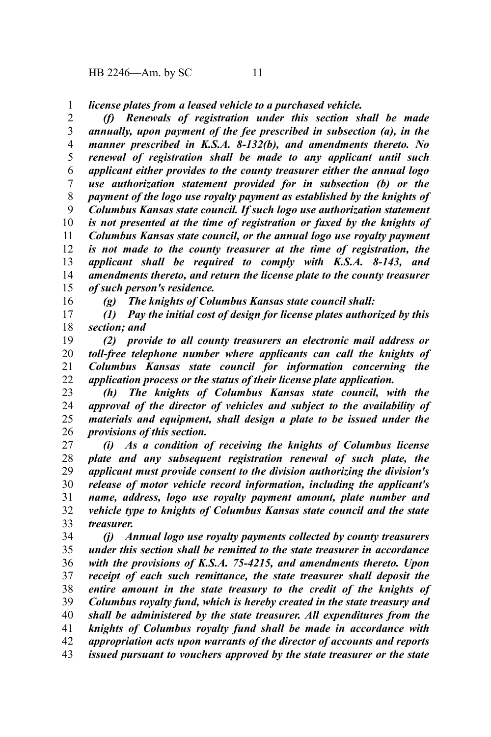*license plates from a leased vehicle to a purchased vehicle.*

*(f) Renewals of registration under this section shall be made annually, upon payment of the fee prescribed in subsection (a), in the manner prescribed in K.S.A. 8-132(b), and amendments thereto. No renewal of registration shall be made to any applicant until such applicant either provides to the county treasurer either the annual logo use authorization statement provided for in subsection (b) or the payment of the logo use royalty payment as established by the knights of Columbus Kansas state council. If such logo use authorization statement is not presented at the time of registration or faxed by the knights of Columbus Kansas state council, or the annual logo use royalty payment is not made to the county treasurer at the time of registration, the applicant shall be required to comply with K.S.A. 8-143, and amendments thereto, and return the license plate to the county treasurer of such person's residence.*

*(g) The knights of Columbus Kansas state council shall:*

*(1) Pay the initial cost of design for license plates authorized by this section; and*

*(2) provide to all county treasurers an electronic mail address or toll-free telephone number where applicants can call the knights of Columbus Kansas state council for information concerning the application process or the status of their license plate application.*

*(h) The knights of Columbus Kansas state council, with the approval of the director of vehicles and subject to the availability of materials and equipment, shall design a plate to be issued under the provisions of this section.*

*(i) As a condition of receiving the knights of Columbus license plate and any subsequent registration renewal of such plate, the applicant must provide consent to the division authorizing the division's release of motor vehicle record information, including the applicant's name, address, logo use royalty payment amount, plate number and vehicle type to knights of Columbus Kansas state council and the state treasurer.*

*(j) Annual logo use royalty payments collected by county treasurers under this section shall be remitted to the state treasurer in accordance with the provisions of K.S.A. 75-4215, and amendments thereto. Upon receipt of each such remittance, the state treasurer shall deposit the entire amount in the state treasury to the credit of the knights of Columbus royalty fund, which is hereby created in the state treasury and shall be administered by the state treasurer. All expenditures from the knights of Columbus royalty fund shall be made in accordance with appropriation acts upon warrants of the director of accounts and reports issued pursuant to vouchers approved by the state treasurer or the state*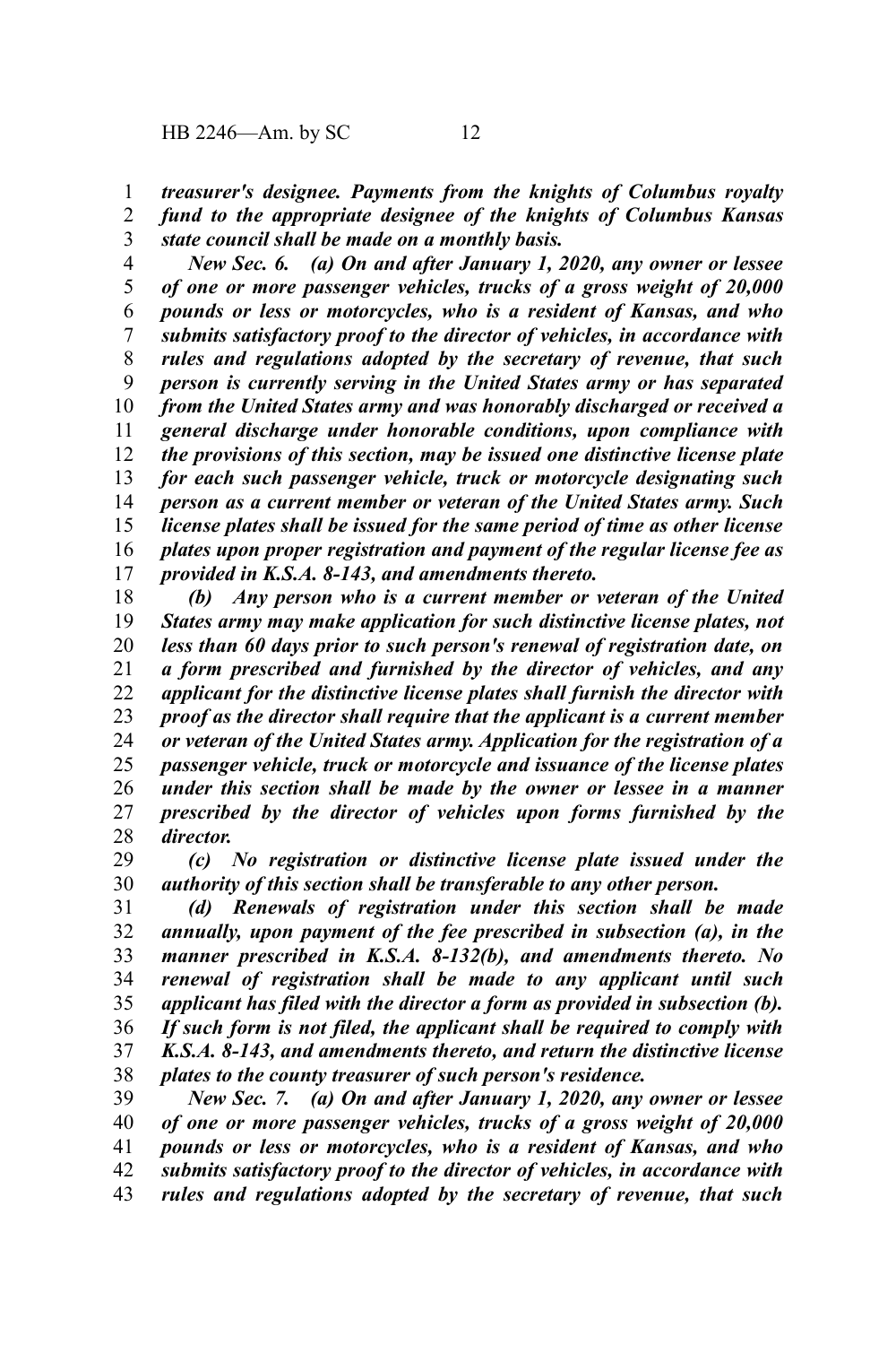*treasurer's designee. Payments from the knights of Columbus royalty fund to the appropriate designee of the knights of Columbus Kansas state council shall be made on a monthly basis.*

*New Sec. 6. (a) On and after January 1, 2020, any owner or lessee of one or more passenger vehicles, trucks of a gross weight of 20,000 pounds or less or motorcycles, who is a resident of Kansas, and who submits satisfactory proof to the director of vehicles, in accordance with rules and regulations adopted by the secretary of revenue, that such person is currently serving in the United States army or has separated from the United States army and was honorably discharged or received a general discharge under honorable conditions, upon compliance with the provisions of this section, may be issued one distinctive license plate for each such passenger vehicle, truck or motorcycle designating such person as a current member or veteran of the United States army. Such license plates shall be issued for the same period of time as other license plates upon proper registration and payment of the regular license fee as provided in K.S.A. 8-143, and amendments thereto.*

*(b) Any person who is a current member or veteran of the United States army may make application for such distinctive license plates, not less than 60 days prior to such person's renewal of registration date, on a form prescribed and furnished by the director of vehicles, and any applicant for the distinctive license plates shall furnish the director with proof as the director shall require that the applicant is a current member or veteran of the United States army. Application for the registration of a passenger vehicle, truck or motorcycle and issuance of the license plates under this section shall be made by the owner or lessee in a manner prescribed by the director of vehicles upon forms furnished by the director.*

*(c) No registration or distinctive license plate issued under the authority of this section shall be transferable to any other person.*

*(d) Renewals of registration under this section shall be made annually, upon payment of the fee prescribed in subsection (a), in the manner prescribed in K.S.A. 8-132(b), and amendments thereto. No renewal of registration shall be made to any applicant until such applicant has filed with the director a form as provided in subsection (b). If such form is not filed, the applicant shall be required to comply with K.S.A. 8-143, and amendments thereto, and return the distinctive license plates to the county treasurer of such person's residence.*

*New Sec. 7. (a) On and after January 1, 2020, any owner or lessee of one or more passenger vehicles, trucks of a gross weight of 20,000 pounds or less or motorcycles, who is a resident of Kansas, and who submits satisfactory proof to the director of vehicles, in accordance with rules and regulations adopted by the secretary of revenue, that such*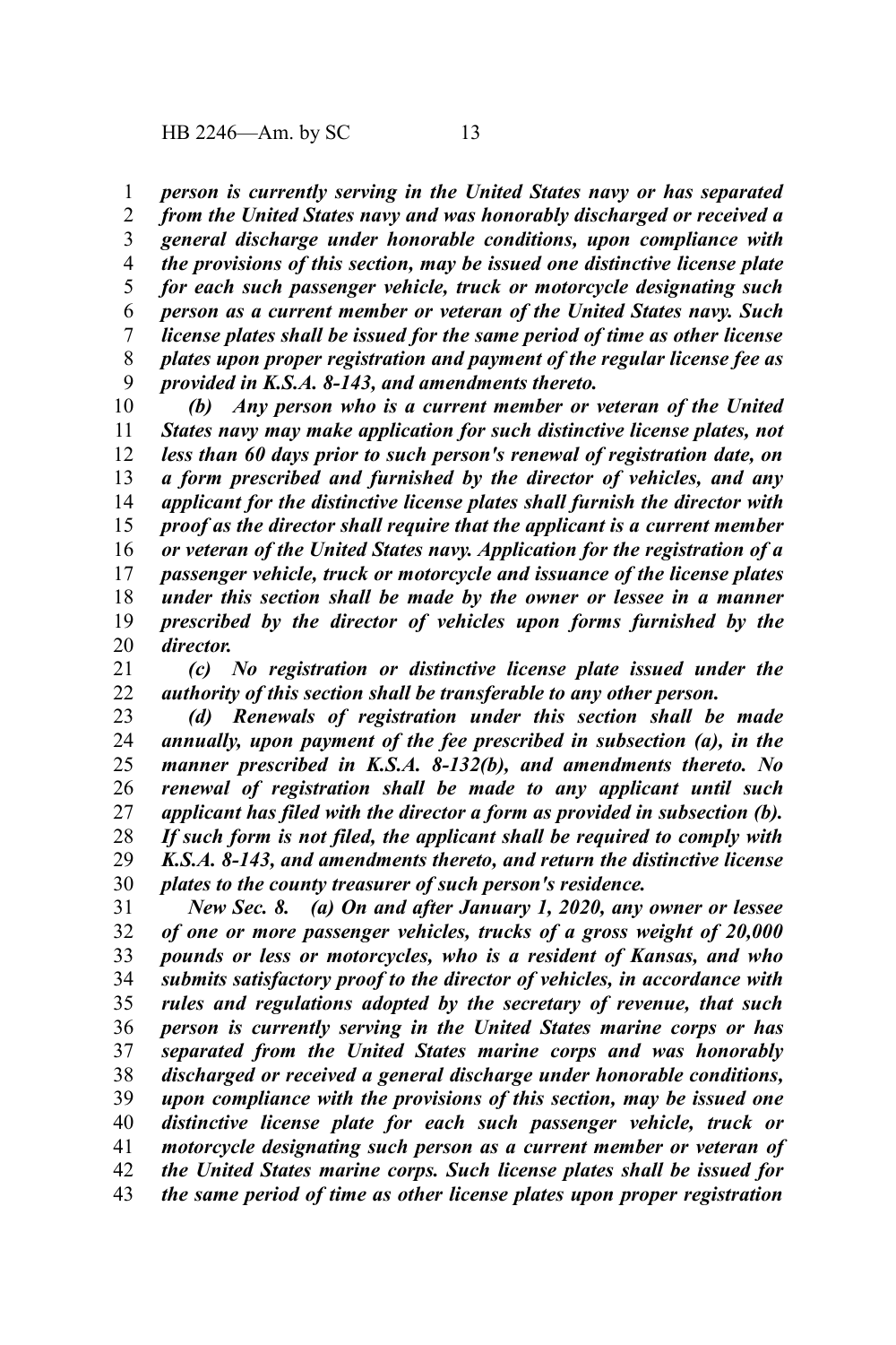*person is currently serving in the United States navy or has separated from the United States navy and was honorably discharged or received a general discharge under honorable conditions, upon compliance with the provisions of this section, may be issued one distinctive license plate for each such passenger vehicle, truck or motorcycle designating such person as a current member or veteran of the United States navy. Such license plates shall be issued for the same period of time as other license plates upon proper registration and payment of the regular license fee as provided in K.S.A. 8-143, and amendments thereto.*

*(b) Any person who is a current member or veteran of the United States navy may make application for such distinctive license plates, not less than 60 days prior to such person's renewal of registration date, on a form prescribed and furnished by the director of vehicles, and any applicant for the distinctive license plates shall furnish the director with proof as the director shall require that the applicant is a current member or veteran of the United States navy. Application for the registration of a passenger vehicle, truck or motorcycle and issuance of the license plates under this section shall be made by the owner or lessee in a manner prescribed by the director of vehicles upon forms furnished by the director.*

*(c) No registration or distinctive license plate issued under the authority of this section shall be transferable to any other person.*

*(d) Renewals of registration under this section shall be made annually, upon payment of the fee prescribed in subsection (a), in the manner prescribed in K.S.A. 8-132(b), and amendments thereto. No renewal of registration shall be made to any applicant until such applicant has filed with the director a form as provided in subsection (b). If such form is not filed, the applicant shall be required to comply with K.S.A. 8-143, and amendments thereto, and return the distinctive license plates to the county treasurer of such person's residence.*

*New Sec. 8. (a) On and after January 1, 2020, any owner or lessee of one or more passenger vehicles, trucks of a gross weight of 20,000 pounds or less or motorcycles, who is a resident of Kansas, and who submits satisfactory proof to the director of vehicles, in accordance with rules and regulations adopted by the secretary of revenue, that such person is currently serving in the United States marine corps or has separated from the United States marine corps and was honorably discharged or received a general discharge under honorable conditions, upon compliance with the provisions of this section, may be issued one distinctive license plate for each such passenger vehicle, truck or motorcycle designating such person as a current member or veteran of the United States marine corps. Such license plates shall be issued for the same period of time as other license plates upon proper registration*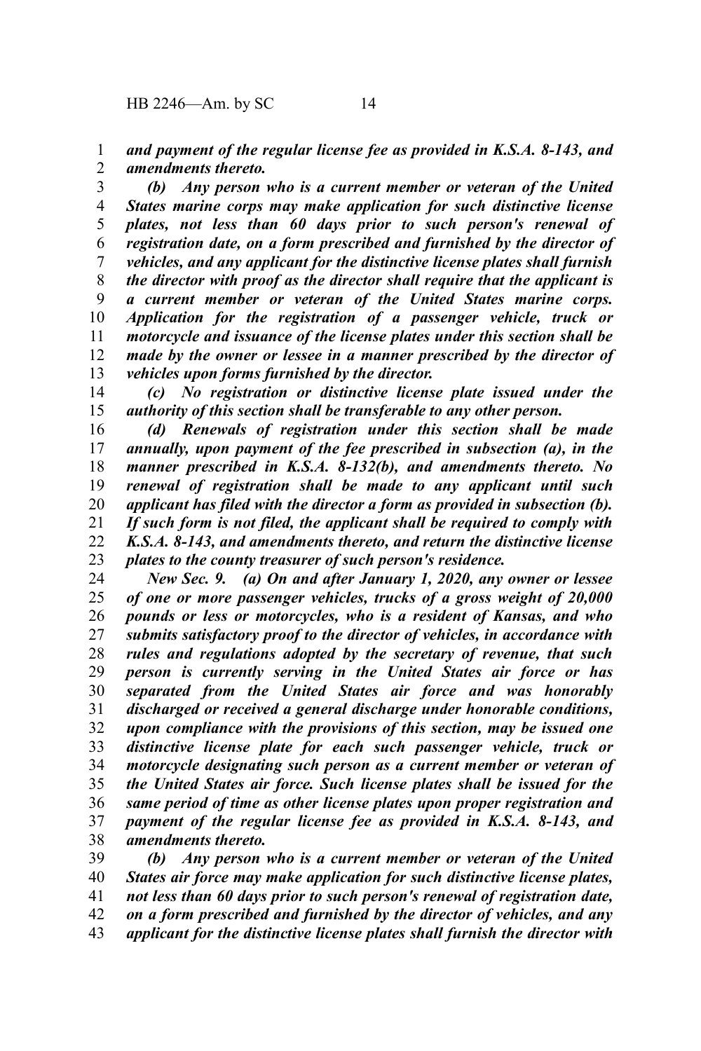*and payment of the regular license fee as provided in K.S.A. 8-143, and amendments thereto.*

*(b) Any person who is a current member or veteran of the United States marine corps may make application for such distinctive license plates, not less than 60 days prior to such person's renewal of registration date, on a form prescribed and furnished by the director of vehicles, and any applicant for the distinctive license plates shall furnish the director with proof as the director shall require that the applicant is a current member or veteran of the United States marine corps. Application for the registration of a passenger vehicle, truck or motorcycle and issuance of the license plates under this section shall be made by the owner or lessee in a manner prescribed by the director of vehicles upon forms furnished by the director.*

*(c) No registration or distinctive license plate issued under the authority of this section shall be transferable to any other person.*

*(d) Renewals of registration under this section shall be made annually, upon payment of the fee prescribed in subsection (a), in the manner prescribed in K.S.A. 8-132(b), and amendments thereto. No renewal of registration shall be made to any applicant until such applicant has filed with the director a form as provided in subsection (b). If such form is not filed, the applicant shall be required to comply with K.S.A. 8-143, and amendments thereto, and return the distinctive license plates to the county treasurer of such person's residence.*

*New Sec. 9. (a) On and after January 1, 2020, any owner or lessee of one or more passenger vehicles, trucks of a gross weight of 20,000 pounds or less or motorcycles, who is a resident of Kansas, and who submits satisfactory proof to the director of vehicles, in accordance with rules and regulations adopted by the secretary of revenue, that such person is currently serving in the United States air force or has separated from the United States air force and was honorably discharged or received a general discharge under honorable conditions, upon compliance with the provisions of this section, may be issued one distinctive license plate for each such passenger vehicle, truck or motorcycle designating such person as a current member or veteran of the United States air force. Such license plates shall be issued for the same period of time as other license plates upon proper registration and payment of the regular license fee as provided in K.S.A. 8-143, and amendments thereto.*

*(b) Any person who is a current member or veteran of the United States air force may make application for such distinctive license plates, not less than 60 days prior to such person's renewal of registration date, on a form prescribed and furnished by the director of vehicles, and any applicant for the distinctive license plates shall furnish the director with*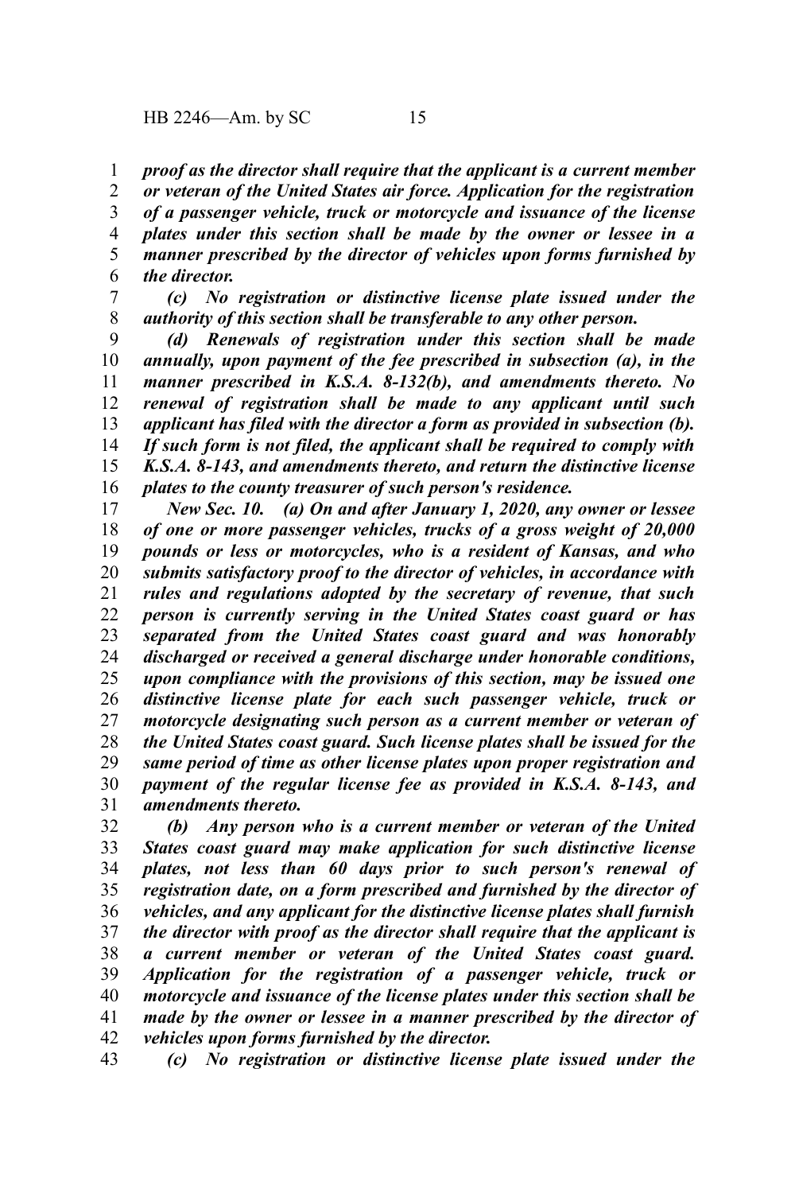*proof as the director shall require that the applicant is a current member or veteran of the United States air force. Application for the registration of a passenger vehicle, truck or motorcycle and issuance of the license plates under this section shall be made by the owner or lessee in a manner prescribed by the director of vehicles upon forms furnished by the director.*

*(c) No registration or distinctive license plate issued under the authority of this section shall be transferable to any other person.*

*(d) Renewals of registration under this section shall be made annually, upon payment of the fee prescribed in subsection (a), in the manner prescribed in K.S.A. 8-132(b), and amendments thereto. No renewal of registration shall be made to any applicant until such applicant has filed with the director a form as provided in subsection (b). If such form is not filed, the applicant shall be required to comply with K.S.A. 8-143, and amendments thereto, and return the distinctive license plates to the county treasurer of such person's residence.*

*New Sec. 10. (a) On and after January 1, 2020, any owner or lessee of one or more passenger vehicles, trucks of a gross weight of 20,000 pounds or less or motorcycles, who is a resident of Kansas, and who submits satisfactory proof to the director of vehicles, in accordance with rules and regulations adopted by the secretary of revenue, that such person is currently serving in the United States coast guard or has separated from the United States coast guard and was honorably discharged or received a general discharge under honorable conditions, upon compliance with the provisions of this section, may be issued one distinctive license plate for each such passenger vehicle, truck or motorcycle designating such person as a current member or veteran of the United States coast guard. Such license plates shall be issued for the same period of time as other license plates upon proper registration and payment of the regular license fee as provided in K.S.A. 8-143, and amendments thereto.*

*(b) Any person who is a current member or veteran of the United States coast guard may make application for such distinctive license plates, not less than 60 days prior to such person's renewal of registration date, on a form prescribed and furnished by the director of vehicles, and any applicant for the distinctive license plates shall furnish the director with proof as the director shall require that the applicant is a current member or veteran of the United States coast guard. Application for the registration of a passenger vehicle, truck or motorcycle and issuance of the license plates under this section shall be made by the owner or lessee in a manner prescribed by the director of vehicles upon forms furnished by the director.*

*(c) No registration or distinctive license plate issued under the*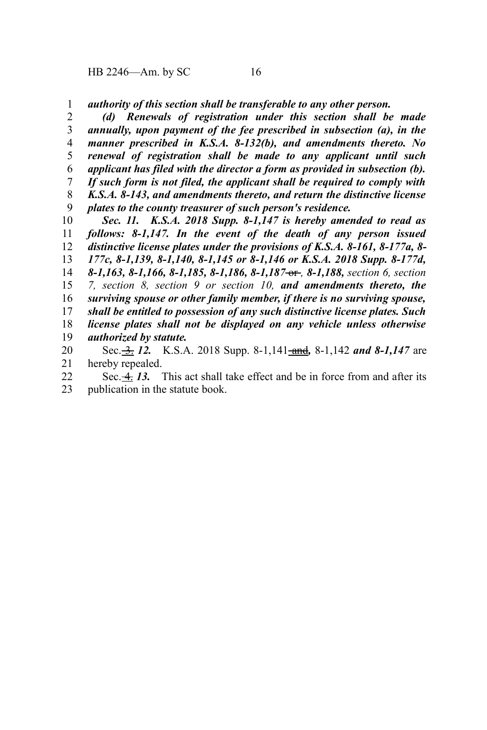***authority of this section shall be transferable to any other person.***

***(d) Renewals of registration under this section shall be made annually, upon payment of the fee prescribed in subsection (a), in the manner prescribed in K.S.A. 8-132(b), and amendments thereto. No renewal of registration shall be made to any applicant until such applicant has filed with the director a form as provided in subsection (b). If such form is not filed, the applicant shall be required to comply with K.S.A. 8-143, and amendments thereto, and return the distinctive license plates to the county treasurer of such person's residence.***

***Sec. 11. K.S.A. 2018 Supp. 8-1,147 is hereby amended to read as follows: 8-1,147. In the event of the death of any person issued distinctive license plates under the provisions of K.S.A. 8-161, 8-177a, 8-177c, 8-1,139, 8-1,140, 8-1,145 or 8-1,146 or K.S.A. 2018 Supp. 8-177d, 8-1,163, 8-1,166, 8-1,185, 8-1,186, 8-1,187~~or~~ , 8-1,188,*** *section 6, section 7, section 8, section 9 or section 10,* ***and amendments thereto, the surviving spouse or other family member, if there is no surviving spouse, shall be entitled to possession of any such distinctive license plates. Such license plates shall not be displayed on any vehicle unless otherwise authorized by statute.***

Sec. ~~3.~~ ***12.*** K.S.A. 2018 Supp. 8-1,141~~and~~***,*** 8-1,142 ***and 8-1,147*** are hereby repealed.

Sec. ~~4.~~ ***13.*** This act shall take effect and be in force from and after its publication in the statute book.